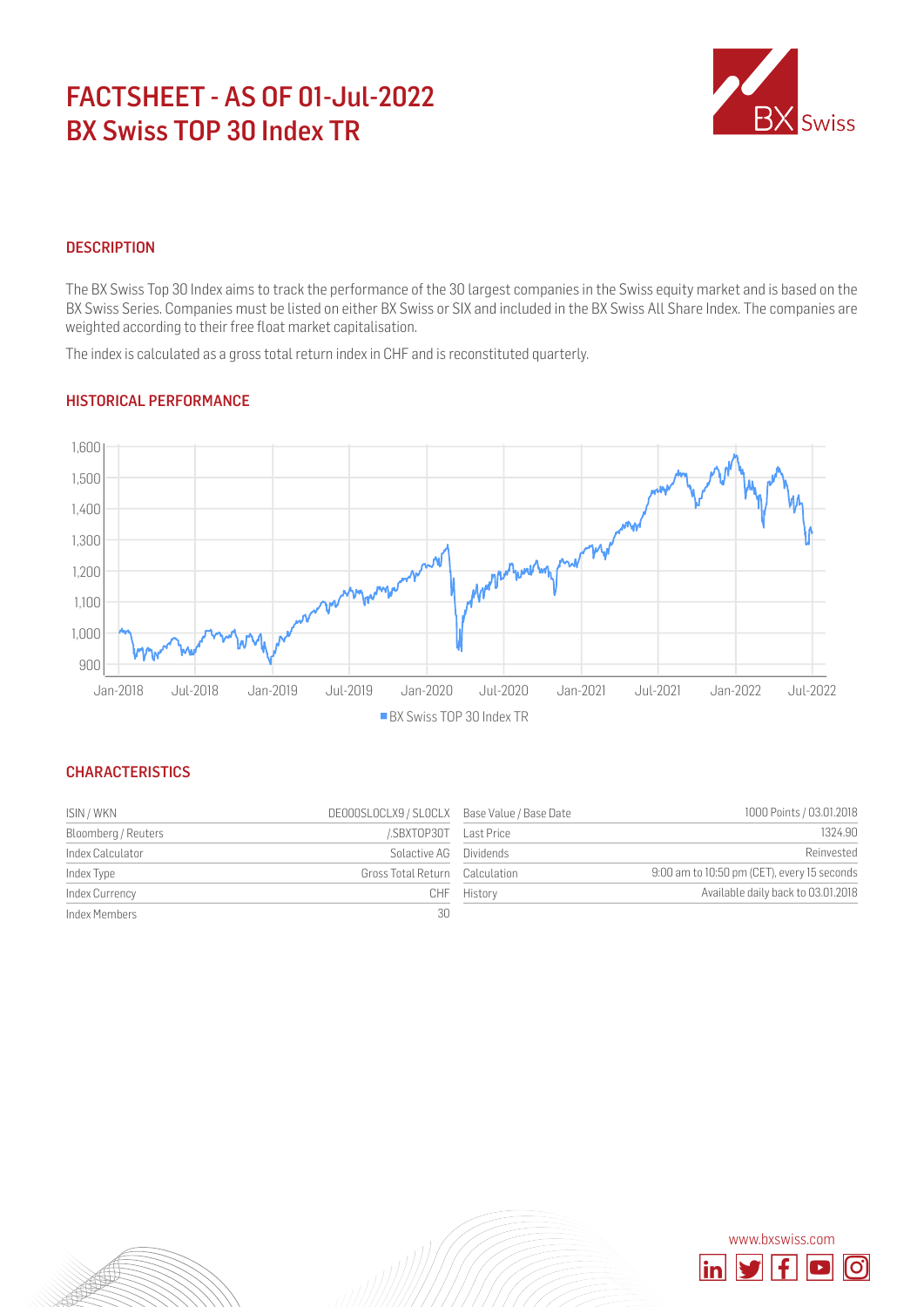# FACTSHEET - AS OF 01-Jul-2022
# BX Swiss TOP 30 Index TR

## DESCRIPTION

The BX Swiss Top 30 Index aims to track the performance of the 30 largest companies in the Swiss equity market and is based on the BX Swiss Series. Companies must be listed on either BX Swiss or SIX and included in the BX Swiss All Share Index. The companies are weighted according to their free float market capitalisation.

The index is calculated as a gross total return index in CHF and is reconstituted quarterly.

## HISTORICAL PERFORMANCE

■ BX Swiss TOP 30 Index TR

## CHARACTERISTICS

| | |
|---|---|
| ISIN / WKN | DE000SL0CLX9 / SL0CLX |
| Bloomberg / Reuters | /.SBXTOP30T |
| Index Calculator | Solactive AG |
| Index Type | Gross Total Return |
| Index Currency | CHF |
| Index Members | 30 |

| | |
|---|---|
| Base Value / Base Date | 1000 Points / 03.01.2018 |
| Last Price | 1324.90 |
| Dividends | Reinvested |
| Calculation | 9:00 am to 10:50 pm (CET), every 15 seconds |
| History | Available daily back to 03.01.2018 |

www.bxswiss.com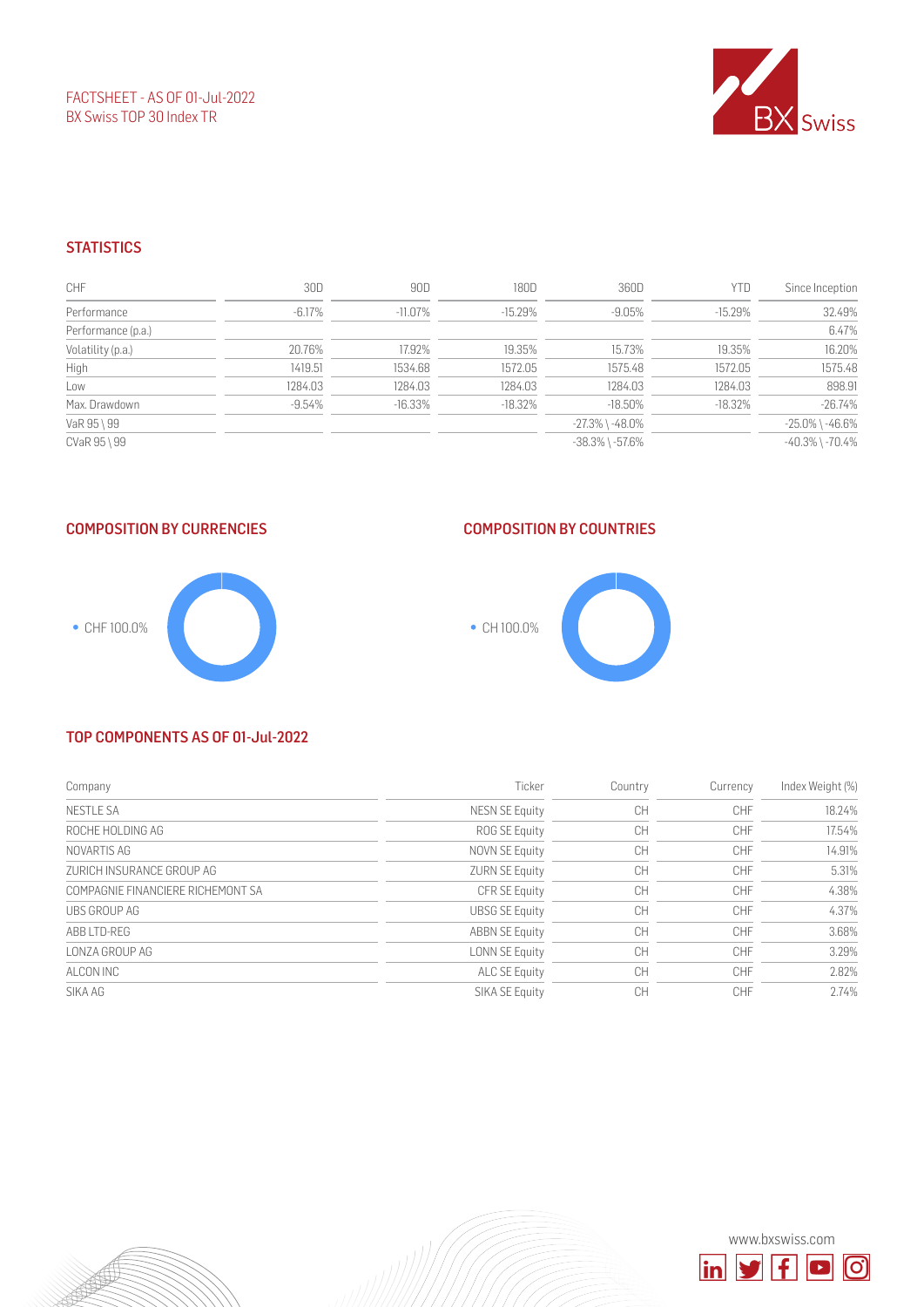FACTSHEET - AS OF 01-Jul-2022
BX Swiss TOP 30 Index TR

## STATISTICS

| CHF | 30D | 90D | 180D | 360D | YTD | Since Inception |
|---|---|---|---|---|---|---|
| Performance | -6.17% | -11.07% | -15.29% | -9.05% | -15.29% | 32.49% |
| Performance (p.a.) | | | | | | 6.47% |
| Volatility (p.a.) | 20.76% | 17.92% | 19.35% | 15.73% | 19.35% | 16.20% |
| High | 1419.51 | 1534.68 | 1572.05 | 1575.48 | 1572.05 | 1575.48 |
| Low | 1284.03 | 1284.03 | 1284.03 | 1284.03 | 1284.03 | 898.91 |
| Max. Drawdown | -9.54% | -16.33% | -18.32% | -18.50% | -18.32% | -26.74% |
| VaR 95 \ 99 | | | | -27.3% \ -48.0% | | -25.0% \ -46.6% |
| CVaR 95 \ 99 | | | | -38.3% \ -57.6% | | -40.3% \ -70.4% |

## COMPOSITION BY CURRENCIES

- CHF 100.0%

## COMPOSITION BY COUNTRIES

- CH 100.0%

## TOP COMPONENTS AS OF 01-Jul-2022

| Company | Ticker | Country | Currency | Index Weight (%) |
|---|---|---|---|---|
| NESTLE SA | NESN SE Equity | CH | CHF | 18.24% |
| ROCHE HOLDING AG | ROG SE Equity | CH | CHF | 17.54% |
| NOVARTIS AG | NOVN SE Equity | CH | CHF | 14.91% |
| ZURICH INSURANCE GROUP AG | ZURN SE Equity | CH | CHF | 5.31% |
| COMPAGNIE FINANCIERE RICHEMONT SA | CFR SE Equity | CH | CHF | 4.38% |
| UBS GROUP AG | UBSG SE Equity | CH | CHF | 4.37% |
| ABB LTD-REG | ABBN SE Equity | CH | CHF | 3.68% |
| LONZA GROUP AG | LONN SE Equity | CH | CHF | 3.29% |
| ALCON INC | ALC SE Equity | CH | CHF | 2.82% |
| SIKA AG | SIKA SE Equity | CH | CHF | 2.74% |

www.bxswiss.com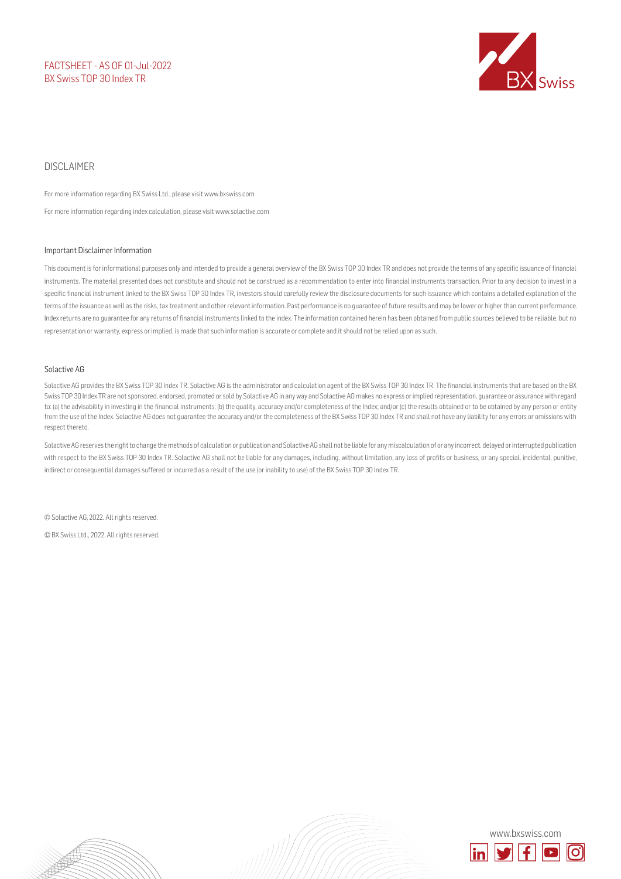## DISCLAIMER

For more information regarding BX Swiss Ltd., please visit www.bxswiss.com

For more information regarding index calculation, please visit www.solactive.com

### Important Disclaimer Information

This document is for informational purposes only and intended to provide a general overview of the BX Swiss TOP 30 Index TR and does not provide the terms of any specific issuance of financial instruments. The material presented does not constitute and should not be construed as a recommendation to enter into financial instruments transaction. Prior to any decision to invest in a specific financial instrument linked to the BX Swiss TOP 30 Index TR, investors should carefully review the disclosure documents for such issuance which contains a detailed explanation of the terms of the issuance as well as the risks, tax treatment and other relevant information. Past performance is no guarantee of future results and may be lower or higher than current performance. Index returns are no guarantee for any returns of financial instruments linked to the index. The information contained herein has been obtained from public sources believed to be reliable, but no representation or warranty, express or implied, is made that such information is accurate or complete and it should not be relied upon as such.

### Solactive AG

Solactive AG provides the BX Swiss TOP 30 Index TR. Solactive AG is the administrator and calculation agent of the BX Swiss TOP 30 Index TR. The financial instruments that are based on the BX Swiss TOP 30 Index TR are not sponsored, endorsed, promoted or sold by Solactive AG in any way and Solactive AG makes no express or implied representation, guarantee or assurance with regard to: (a) the advisability in investing in the financial instruments; (b) the quality, accuracy and/or completeness of the Index; and/or (c) the results obtained or to be obtained by any person or entity from the use of the Index. Solactive AG does not guarantee the accuracy and/or the completeness of the BX Swiss TOP 30 Index TR and shall not have any liability for any errors or omissions with respect thereto.

Solactive AG reserves the right to change the methods of calculation or publication and Solactive AG shall not be liable for any miscalculation of or any incorrect, delayed or interrupted publication with respect to the BX Swiss TOP 30 Index TR. Solactive AG shall not be liable for any damages, including, without limitation, any loss of profits or business, or any special, incidental, punitive, indirect or consequential damages suffered or incurred as a result of the use (or inability to use) of the BX Swiss TOP 30 Index TR.

© Solactive AG, 2022. All rights reserved.

© BX Swiss Ltd., 2022. All rights reserved.

www.bxswiss.com